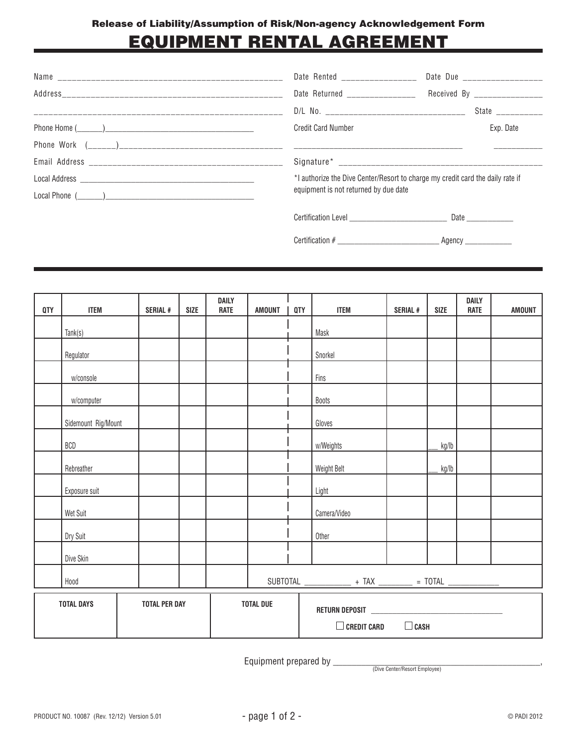**Release of Liability/Assumption of Risk/Non-agency Acknowledgement Form**

# EQUIPMENT RENTAL AGREEMENT

Name ______________________________________________

Address ____________________________________________

___________________________________________________

Phone Home (______)_________________________________

Phone Work (______)_________________________________

Email Address _______________________________________

Local Address _______________________________________

Local Phone (______)_________________________________

Date Rented ________________ Date Due _________________

Date Returned _______________ Received By _______________

D/L No. ______________________________ State __________

Credit Card Number ____________________________________ Exp. Date ___________

Signature* ___________________________________________

*I authorize the Dive Center/Resort to charge my credit card the daily rate if equipment is not returned by due date

Certification Level ________________________ Date ___________

Certification # ________________________ Agency ___________

| QTY | ITEM | SERIAL # | SIZE | DAILY RATE | AMOUNT | QTY | ITEM | SERIAL # | SIZE | DAILY RATE | AMOUNT |
|---|---|---|---|---|---|---|---|---|---|---|---|
| | Tank(s) | | | | | | Mask | | | | |
| | Regulator | | | | | | Snorkel | | | | |
| | w/console | | | | | | Fins | | | | |
| | w/computer | | | | | | Boots | | | | |
| | Sidemount Rig/Mount | | | | | | Gloves | | | | |
| | BCD | | | | | | w/Weights | | ___ kg/lb | | |
| | Rebreather | | | | | | Weight Belt | | ___ kg/lb | | |
| | Exposure suit | | | | | | Light | | | | |
| | Wet Suit | | | | | | Camera/Video | | | | |
| | Dry Suit | | | | | | Other | | | | |
| | Dive Skin | | | | | | | | | | |
| | Hood | | | | SUBTOTAL ___________ + TAX ________ = TOTAL ____________ | | | | | | |

| TOTAL DAYS | TOTAL PER DAY | TOTAL DUE | RETURN DEPOSIT ________________________ ☐ CREDIT CARD ☐ CASH |
|---|---|---|---|
| | | | |

Equipment prepared by _____________________________________________,
(Dive Center/Resort Employee)

PRODUCT NO. 10087 (Rev. 12/12) Version 5.01

© PADI 2012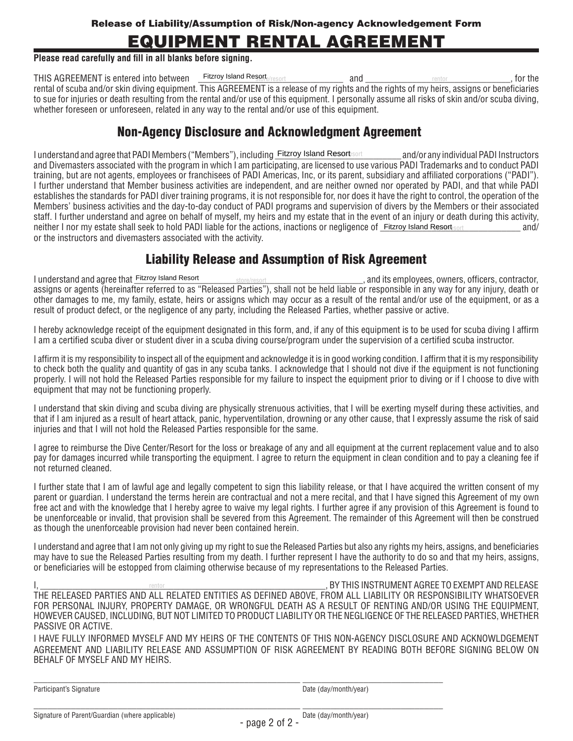Release of Liability/Assumption of Risk/Non-agency Acknowledgement Form

# EQUIPMENT RENTAL AGREEMENT

**Please read carefully and fill in all blanks before signing.**

THIS AGREEMENT is entered into between Fitzroy Island Resort and ______________________________, for the rental of scuba and/or skin diving equipment. This AGREEMENT is a release of my rights and the rights of my heirs, assigns or beneficiaries to sue for injuries or death resulting from the rental and/or use of this equipment. I personally assume all risks of skin and/or scuba diving, whether foreseen or unforeseen, related in any way to the rental and/or use of this equipment.

## Non-Agency Disclosure and Acknowledgment Agreement

I understand and agree that PADI Members ("Members"), including Fitzroy Island Resort and/or any individual PADI Instructors and Divemasters associated with the program in which I am participating, are licensed to use various PADI Trademarks and to conduct PADI training, but are not agents, employees or franchisees of PADI Americas, Inc, or its parent, subsidiary and affiliated corporations ("PADI"). I further understand that Member business activities are independent, and are neither owned nor operated by PADI, and that while PADI establishes the standards for PADI diver training programs, it is not responsible for, nor does it have the right to control, the operation of the Members' business activities and the day-to-day conduct of PADI programs and supervision of divers by the Members or their associated staff. I further understand and agree on behalf of myself, my heirs and my estate that in the event of an injury or death during this activity, neither I nor my estate shall seek to hold PADI liable for the actions, inactions or negligence of Fitzroy Island Resort and/or the instructors and divemasters associated with the activity.

## Liability Release and Assumption of Risk Agreement

I understand and agree that Fitzroy Island Resort, and its employees, owners, officers, contractor, assigns or agents (hereinafter referred to as "Released Parties"), shall not be held liable or responsible in any way for any injury, death or other damages to me, my family, estate, heirs or assigns which may occur as a result of the rental and/or use of the equipment, or as a result of product defect, or the negligence of any party, including the Released Parties, whether passive or active.

I hereby acknowledge receipt of the equipment designated in this form, and, if any of this equipment is to be used for scuba diving I affirm I am a certified scuba diver or student diver in a scuba diving course/program under the supervision of a certified scuba instructor.

I affirm it is my responsibility to inspect all of the equipment and acknowledge it is in good working condition. I affirm that it is my responsibility to check both the quality and quantity of gas in any scuba tanks. I acknowledge that I should not dive if the equipment is not functioning properly. I will not hold the Released Parties responsible for my failure to inspect the equipment prior to diving or if I choose to dive with equipment that may not be functioning properly.

I understand that skin diving and scuba diving are physically strenuous activities, that I will be exerting myself during these activities, and that if I am injured as a result of heart attack, panic, hyperventilation, drowning or any other cause, that I expressly assume the risk of said injuries and that I will not hold the Released Parties responsible for the same.

I agree to reimburse the Dive Center/Resort for the loss or breakage of any and all equipment at the current replacement value and to also pay for damages incurred while transporting the equipment. I agree to return the equipment in clean condition and to pay a cleaning fee if not returned cleaned.

I further state that I am of lawful age and legally competent to sign this liability release, or that I have acquired the written consent of my parent or guardian. I understand the terms herein are contractual and not a mere recital, and that I have signed this Agreement of my own free act and with the knowledge that I hereby agree to waive my legal rights. I further agree if any provision of this Agreement is found to be unenforceable or invalid, that provision shall be severed from this Agreement. The remainder of this Agreement will then be construed as though the unenforceable provision had never been contained herein.

I understand and agree that I am not only giving up my right to sue the Released Parties but also any rights my heirs, assigns, and beneficiaries may have to sue the Released Parties resulting from my death. I further represent I have the authority to do so and that my heirs, assigns, or beneficiaries will be estopped from claiming otherwise because of my representations to the Released Parties.

I, ______________________________, BY THIS INSTRUMENT AGREE TO EXEMPT AND RELEASE THE RELEASED PARTIES AND ALL RELATED ENTITIES AS DEFINED ABOVE, FROM ALL LIABILITY OR RESPONSIBILITY WHATSOEVER FOR PERSONAL INJURY, PROPERTY DAMAGE, OR WRONGFUL DEATH AS A RESULT OF RENTING AND/OR USING THE EQUIPMENT, HOWEVER CAUSED, INCLUDING, BUT NOT LIMITED TO PRODUCT LIABILITY OR THE NEGLIGENCE OF THE RELEASED PARTIES, WHETHER PASSIVE OR ACTIVE.

I HAVE FULLY INFORMED MYSELF AND MY HEIRS OF THE CONTENTS OF THIS NON-AGENCY DISCLOSURE AND ACKNOWLDGEMENT AGREEMENT AND LIABILITY RELEASE AND ASSUMPTION OF RISK AGREEMENT BY READING BOTH BEFORE SIGNING BELOW ON BEHALF OF MYSELF AND MY HEIRS.

______________________________ ______________________________

Participant's Signature Date (day/month/year)

______________________________ ______________________________

Signature of Parent/Guardian (where applicable) Date (day/month/year)